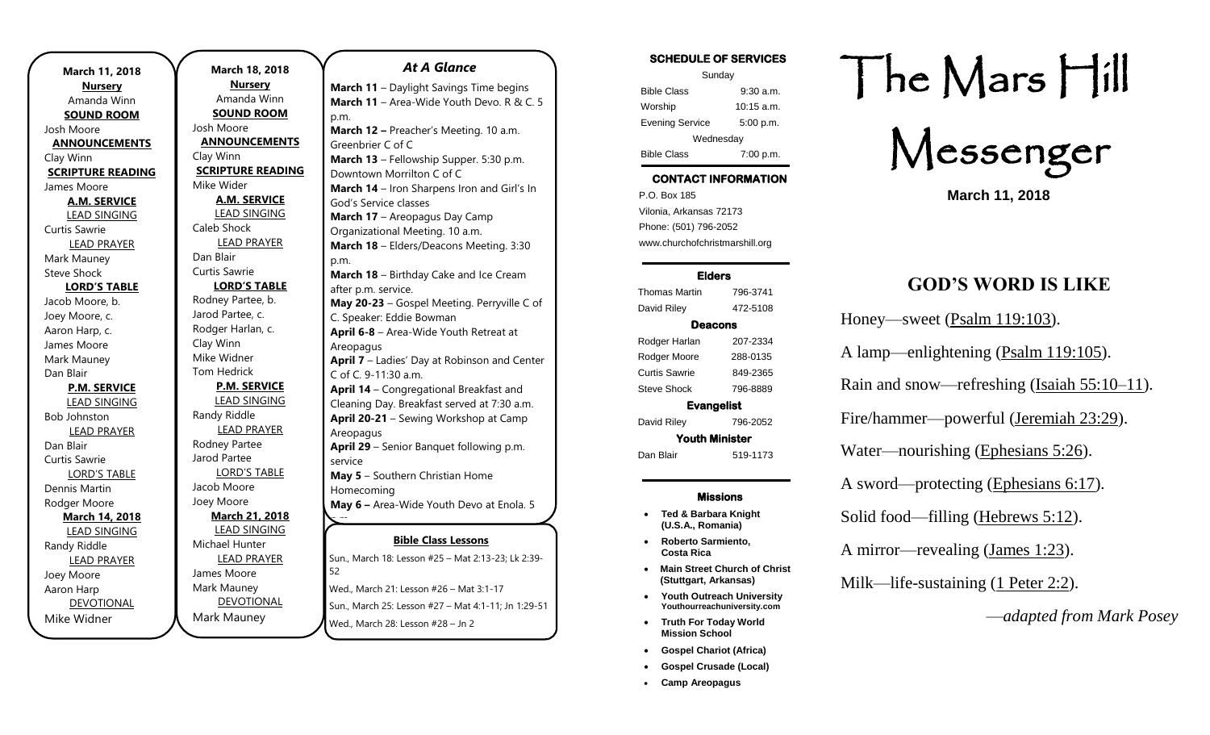**March 11, 2018**

**Nursery**
Amanda Winn

**SOUND ROOM**
Josh Moore

**ANNOUNCEMENTS**
Clay Winn

**SCRIPTURE READING**
James Moore

**A.M. SERVICE**

LEAD SINGING
Curtis Sawrie

LEAD PRAYER
Mark Mauney
Steve Shock

**LORD'S TABLE**
Jacob Moore, b.
Joey Moore, c.
Aaron Harp, c.
James Moore
Mark Mauney
Dan Blair

**P.M. SERVICE**

LEAD SINGING
Bob Johnston

LEAD PRAYER
Dan Blair
Curtis Sawrie

LORD'S TABLE
Dennis Martin
Rodger Moore

**March 14, 2018**

LEAD SINGING
Randy Riddle

LEAD PRAYER
Joey Moore
Aaron Harp

DEVOTIONAL
Mike Widner

**March 18, 2018**

**Nursery**
Amanda Winn

**SOUND ROOM**
Josh Moore

**ANNOUNCEMENTS**
Clay Winn

**SCRIPTURE READING**
Mike Wider

**A.M. SERVICE**

LEAD SINGING
Caleb Shock

LEAD PRAYER
Dan Blair
Curtis Sawrie

**LORD'S TABLE**
Rodney Partee, b.
Jarod Partee, c.
Rodger Harlan, c.
Clay Winn
Mike Widner
Tom Hedrick

**P.M. SERVICE**

LEAD SINGING
Randy Riddle

LEAD PRAYER
Rodney Partee
Jarod Partee

LORD'S TABLE
Jacob Moore
Joey Moore

**March 21, 2018**

LEAD SINGING
Michael Hunter

LEAD PRAYER
James Moore
Mark Mauney

DEVOTIONAL
Mark Mauney

## *At A Glance*

**March 11** – Daylight Savings Time begins
**March 11** – Area-Wide Youth Devo. R & C. 5 p.m.
**March 12 –** Preacher's Meeting. 10 a.m. Greenbrier C of C
**March 13** – Fellowship Supper. 5:30 p.m. Downtown Morrilton C of C
**March 14** – Iron Sharpens Iron and Girl's In God's Service classes
**March 17** – Areopagus Day Camp Organizational Meeting. 10 a.m.
**March 18** – Elders/Deacons Meeting. 3:30 p.m.
**March 18** – Birthday Cake and Ice Cream after p.m. service.
**May 20-23** – Gospel Meeting. Perryville C of C. Speaker: Eddie Bowman
**April 6-8** – Area-Wide Youth Retreat at Areopagus
**April 7** – Ladies' Day at Robinson and Center C of C. 9-11:30 a.m.
**April 14** – Congregational Breakfast and Cleaning Day. Breakfast served at 7:30 a.m.
**April 20-21** – Sewing Workshop at Camp Areopagus
**April 29** – Senior Banquet following p.m. service
**May 5** – Southern Christian Home Homecoming
**May 6 –** Area-Wide Youth Devo at Enola. 5 p.m.

**Bible Class Lessons**

Sun., March 18: Lesson #25 – Mat 2:13-23; Lk 2:39-52
Wed., March 21: Lesson #26 – Mat 3:1-17
Sun., March 25: Lesson #27 – Mat 4:1-11; Jn 1:29-51
Wed., March 28: Lesson #28 – Jn 2

**SCHEDULE OF SERVICES**

| Sunday | |
|---|---|
| Bible Class | 9:30 a.m. |
| Worship | 10:15 a.m. |
| Evening Service | 5:00 p.m. |
| Wednesday | |
| Bible Class | 7:00 p.m. |

**CONTACT INFORMATION**

P.O. Box 185
Vilonia, Arkansas 72173
Phone: (501) 796-2052
www.churchofchristmarshill.org

**Elders**

| | |
|---|---|
| Thomas Martin | 796-3741 |
| David Riley | 472-5108 |
| **Deacons** | |
| Rodger Harlan | 207-2334 |
| Rodger Moore | 288-0135 |
| Curtis Sawrie | 849-2365 |
| Steve Shock | 796-8889 |
| **Evangelist** | |
| David Riley | 796-2052 |
| **Youth Minister** | |
| Dan Blair | 519-1173 |

**Missions**

- **Ted & Barbara Knight (U.S.A., Romania)**
- **Roberto Sarmiento, Costa Rica**
- **Main Street Church of Christ (Stuttgart, Arkansas)**
- **Youth Outreach University** Youthourreachuniversity.com
- **Truth For Today World Mission School**
- **Gospel Chariot (Africa)**
- **Gospel Crusade (Local)**
- **Camp Areopagus**

# The Mars Hill Messenger

**March 11, 2018**

## GOD'S WORD IS LIKE

Honey—sweet (Psalm 119:103).

A lamp—enlightening (Psalm 119:105).

Rain and snow—refreshing (Isaiah 55:10–11).

Fire/hammer—powerful (Jeremiah 23:29).

Water—nourishing (Ephesians 5:26).

A sword—protecting (Ephesians 6:17).

Solid food—filling (Hebrews 5:12).

A mirror—revealing (James 1:23).

Milk—life-sustaining (1 Peter 2:2).

*—adapted from Mark Posey*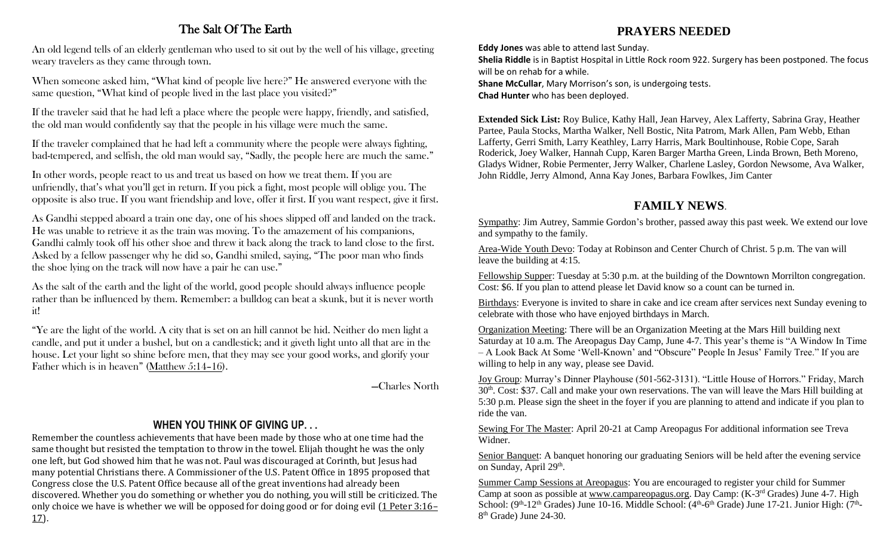## The Salt Of The Earth

An old legend tells of an elderly gentleman who used to sit out by the well of his village, greeting weary travelers as they came through town.

When someone asked him, "What kind of people live here?" He answered everyone with the same question, "What kind of people lived in the last place you visited?"

If the traveler said that he had left a place where the people were happy, friendly, and satisfied, the old man would confidently say that the people in his village were much the same.

If the traveler complained that he had left a community where the people were always fighting, bad-tempered, and selfish, the old man would say, "Sadly, the people here are much the same."

In other words, people react to us and treat us based on how we treat them. If you are unfriendly, that's what you'll get in return. If you pick a fight, most people will oblige you. The opposite is also true. If you want friendship and love, offer it first. If you want respect, give it first.

As Gandhi stepped aboard a train one day, one of his shoes slipped off and landed on the track. He was unable to retrieve it as the train was moving. To the amazement of his companions, Gandhi calmly took off his other shoe and threw it back along the track to land close to the first. Asked by a fellow passenger why he did so, Gandhi smiled, saying, "The poor man who finds the shoe lying on the track will now have a pair he can use."

As the salt of the earth and the light of the world, good people should always influence people rather than be influenced by them. Remember: a bulldog can beat a skunk, but it is never worth it!

"Ye are the light of the world. A city that is set on an hill cannot be hid. Neither do men light a candle, and put it under a bushel, but on a candlestick; and it giveth light unto all that are in the house. Let your light so shine before men, that they may see your good works, and glorify your Father which is in heaven" (Matthew 5:14–16).

—Charles North

## WHEN YOU THINK OF GIVING UP. . .

Remember the countless achievements that have been made by those who at one time had the same thought but resisted the temptation to throw in the towel. Elijah thought he was the only one left, but God showed him that he was not. Paul was discouraged at Corinth, but Jesus had many potential Christians there. A Commissioner of the U.S. Patent Office in 1895 proposed that Congress close the U.S. Patent Office because all of the great inventions had already been discovered. Whether you do something or whether you do nothing, you will still be criticized. The only choice we have is whether we will be opposed for doing good or for doing evil (1 Peter 3:16–17).

## PRAYERS NEEDED

**Eddy Jones** was able to attend last Sunday.
**Shelia Riddle** is in Baptist Hospital in Little Rock room 922. Surgery has been postponed. The focus will be on rehab for a while.
**Shane McCullar**, Mary Morrison's son, is undergoing tests.
**Chad Hunter** who has been deployed.

**Extended Sick List:** Roy Bulice, Kathy Hall, Jean Harvey, Alex Lafferty, Sabrina Gray, Heather Partee, Paula Stocks, Martha Walker, Nell Bostic, Nita Patrom, Mark Allen, Pam Webb, Ethan Lafferty, Gerri Smith, Larry Keathley, Larry Harris, Mark Boultinhouse, Robie Cope, Sarah Roderick, Joey Walker, Hannah Cupp, Karen Barger Martha Green, Linda Brown, Beth Moreno, Gladys Widner, Robie Permenter, Jerry Walker, Charlene Lasley, Gordon Newsome, Ava Walker, John Riddle, Jerry Almond, Anna Kay Jones, Barbara Fowlkes, Jim Canter

## FAMILY NEWS.

Sympathy: Jim Autrey, Sammie Gordon's brother, passed away this past week. We extend our love and sympathy to the family.

Area-Wide Youth Devo: Today at Robinson and Center Church of Christ. 5 p.m. The van will leave the building at 4:15.

Fellowship Supper: Tuesday at 5:30 p.m. at the building of the Downtown Morrilton congregation. Cost: $6. If you plan to attend please let David know so a count can be turned in.

Birthdays: Everyone is invited to share in cake and ice cream after services next Sunday evening to celebrate with those who have enjoyed birthdays in March.

Organization Meeting: There will be an Organization Meeting at the Mars Hill building next Saturday at 10 a.m. The Areopagus Day Camp, June 4-7. This year's theme is "A Window In Time – A Look Back At Some 'Well-Known' and "Obscure" People In Jesus' Family Tree." If you are willing to help in any way, please see David.

Joy Group: Murray's Dinner Playhouse (501-562-3131). "Little House of Horrors." Friday, March 30th. Cost: $37. Call and make your own reservations. The van will leave the Mars Hill building at 5:30 p.m. Please sign the sheet in the foyer if you are planning to attend and indicate if you plan to ride the van.

Sewing For The Master: April 20-21 at Camp Areopagus For additional information see Treva Widner.

Senior Banquet: A banquet honoring our graduating Seniors will be held after the evening service on Sunday, April 29th.

Summer Camp Sessions at Areopagus: You are encouraged to register your child for Summer Camp at soon as possible at www.campareopagus.org. Day Camp: (K-3rd Grades) June 4-7. High School: (9th-12th Grades) June 10-16. Middle School: (4th-6th Grade) June 17-21. Junior High: (7th-8th Grade) June 24-30.